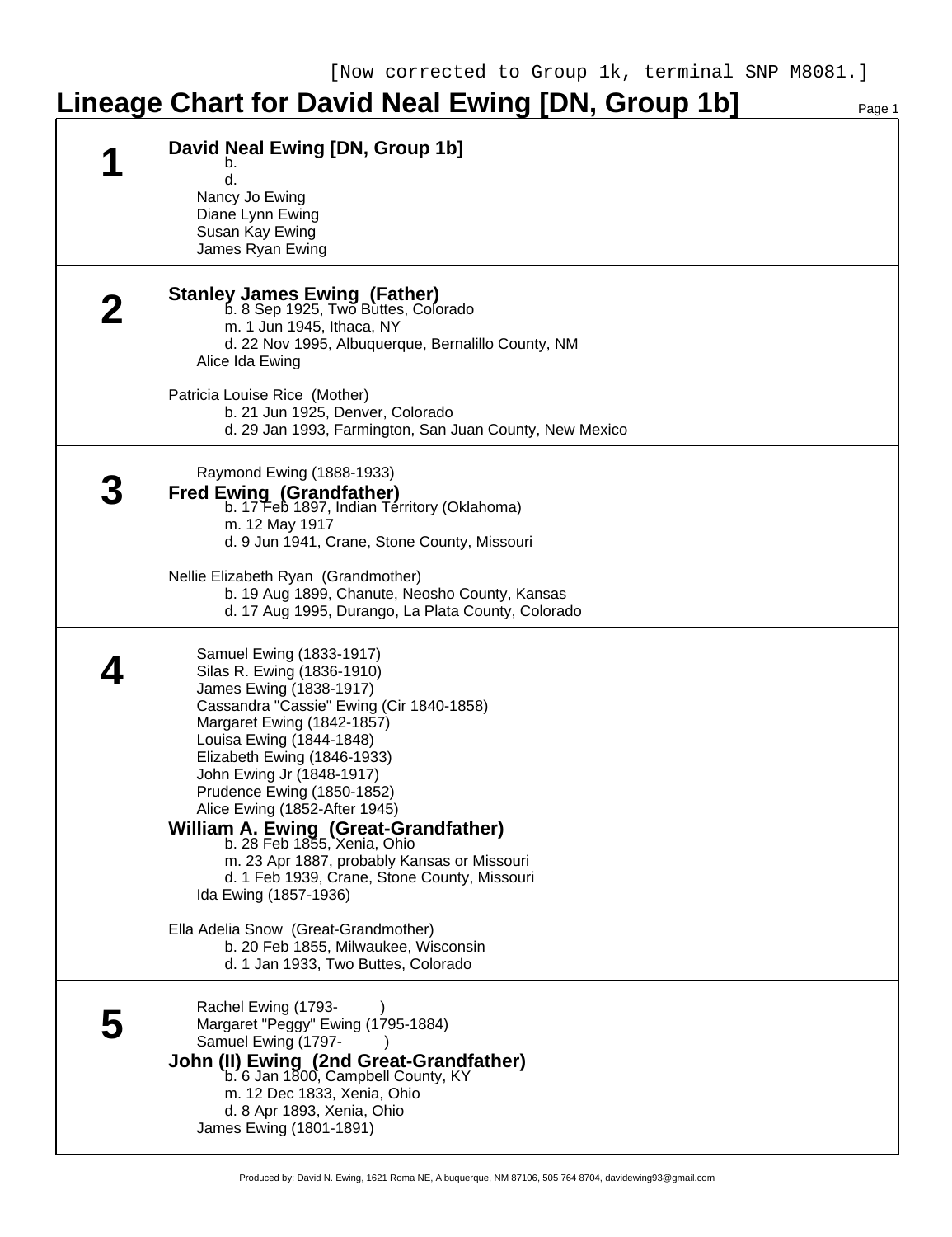[Now corrected to Group 1k, terminal SNP M8081.]

# Lineage Chart for David Neal Ewing [DN, Group 1b]

## 1

**David Neal Ewing [DN, Group 1b]**
b.
d.
Nancy Jo Ewing
Diane Lynn Ewing
Susan Kay Ewing
James Ryan Ewing

## 2

**Stanley James Ewing (Father)**
b. 8 Sep 1925, Two Buttes, Colorado
m. 1 Jun 1945, Ithaca, NY
d. 22 Nov 1995, Albuquerque, Bernalillo County, NM
Alice Ida Ewing

Patricia Louise Rice (Mother)
b. 21 Jun 1925, Denver, Colorado
d. 29 Jan 1993, Farmington, San Juan County, New Mexico

## 3

Raymond Ewing (1888-1933)
**Fred Ewing (Grandfather)**
b. 17 Feb 1897, Indian Territory (Oklahoma)
m. 12 May 1917
d. 9 Jun 1941, Crane, Stone County, Missouri

Nellie Elizabeth Ryan (Grandmother)
b. 19 Aug 1899, Chanute, Neosho County, Kansas
d. 17 Aug 1995, Durango, La Plata County, Colorado

## 4

Samuel Ewing (1833-1917)
Silas R. Ewing (1836-1910)
James Ewing (1838-1917)
Cassandra "Cassie" Ewing (Cir 1840-1858)
Margaret Ewing (1842-1857)
Louisa Ewing (1844-1848)
Elizabeth Ewing (1846-1933)
John Ewing Jr (1848-1917)
Prudence Ewing (1850-1852)
Alice Ewing (1852-After 1945)
**William A. Ewing (Great-Grandfather)**
b. 28 Feb 1855, Xenia, Ohio
m. 23 Apr 1887, probably Kansas or Missouri
d. 1 Feb 1939, Crane, Stone County, Missouri
Ida Ewing (1857-1936)

Ella Adelia Snow (Great-Grandmother)
b. 20 Feb 1855, Milwaukee, Wisconsin
d. 1 Jan 1933, Two Buttes, Colorado

## 5

Rachel Ewing (1793- )
Margaret "Peggy" Ewing (1795-1884)
Samuel Ewing (1797- )
**John (II) Ewing (2nd Great-Grandfather)**
b. 6 Jan 1800, Campbell County, KY
m. 12 Dec 1833, Xenia, Ohio
d. 8 Apr 1893, Xenia, Ohio
James Ewing (1801-1891)

Produced by: David N. Ewing, 1621 Roma NE, Albuquerque, NM 87106, 505 764 8704, davidewing93@gmail.com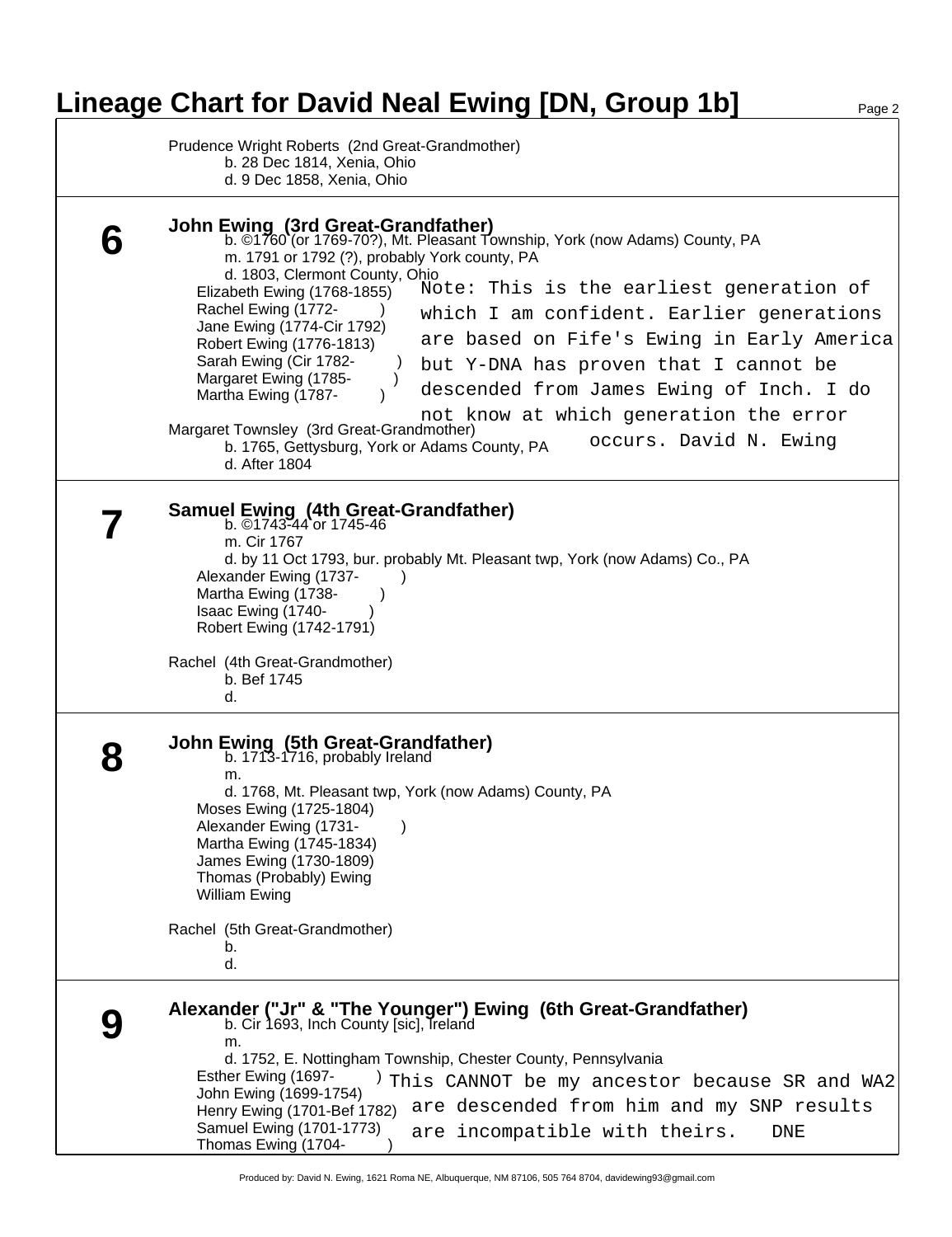# Lineage Chart for David Neal Ewing [DN, Group 1b]

Prudence Wright Roberts (2nd Great-Grandmother)
b. 28 Dec 1814, Xenia, Ohio
d. 9 Dec 1858, Xenia, Ohio

---

## 6

**John Ewing (3rd Great-Grandfather)**
b. ©1760 (or 1769-70?), Mt. Pleasant Township, York (now Adams) County, PA
m. 1791 or 1792 (?), probably York county, PA
d. 1803, Clermont County, Ohio

- Elizabeth Ewing (1768-1855)
- Rachel Ewing (1772- )
- Jane Ewing (1774-Cir 1792)
- Robert Ewing (1776-1813)
- Sarah Ewing (Cir 1782- )
- Margaret Ewing (1785- )
- Martha Ewing (1787- )

Note: This is the earliest generation of which I am confident. Earlier generations are based on Fife's Ewing in Early America but Y-DNA has proven that I cannot be descended from James Ewing of Inch. I do not know at which generation the error occurs. David N. Ewing

Margaret Townsley (3rd Great-Grandmother)
b. 1765, Gettysburg, York or Adams County, PA
d. After 1804

---

## 7

**Samuel Ewing (4th Great-Grandfather)**
b. ©1743-44 or 1745-46
m. Cir 1767
d. by 11 Oct 1793, bur. probably Mt. Pleasant twp, York (now Adams) Co., PA

- Alexander Ewing (1737- )
- Martha Ewing (1738- )
- Isaac Ewing (1740- )
- Robert Ewing (1742-1791)

Rachel (4th Great-Grandmother)
b. Bef 1745
d.

---

## 8

**John Ewing (5th Great-Grandfather)**
b. 1713-1716, probably Ireland
m.
d. 1768, Mt. Pleasant twp, York (now Adams) County, PA

- Moses Ewing (1725-1804)
- Alexander Ewing (1731- )
- Martha Ewing (1745-1834)
- James Ewing (1730-1809)
- Thomas (Probably) Ewing
- William Ewing

Rachel (5th Great-Grandmother)
b.
d.

---

## 9

**Alexander ("Jr" & "The Younger") Ewing (6th Great-Grandfather)**
b. Cir 1693, Inch County [sic], Ireland
m.
d. 1752, E. Nottingham Township, Chester County, Pennsylvania

- Esther Ewing (1697- )
- John Ewing (1699-1754)
- Henry Ewing (1701-Bef 1782)
- Samuel Ewing (1701-1773)
- Thomas Ewing (1704- )

This CANNOT be my ancestor because SR and WA2 are descended from him and my SNP results are incompatible with theirs. DNE

Produced by: David N. Ewing, 1621 Roma NE, Albuquerque, NM 87106, 505 764 8704, davidewing93@gmail.com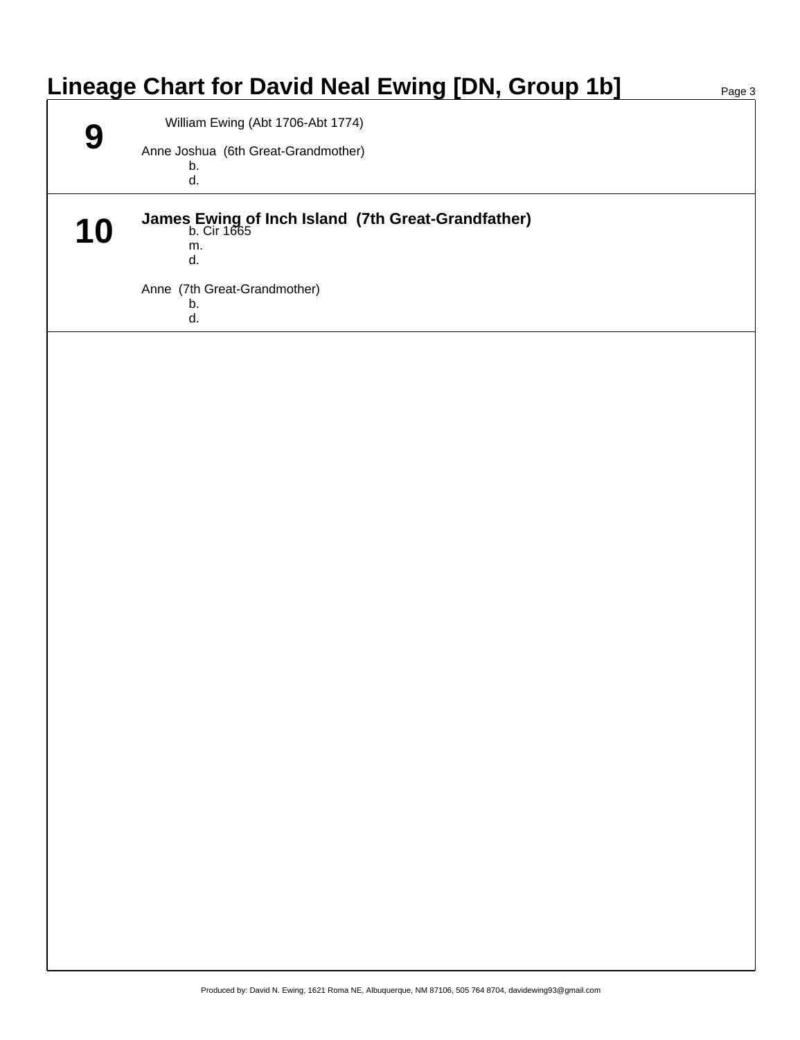# Lineage Chart for David Neal Ewing [DN, Group 1b]

**9**

William Ewing (Abt 1706-Abt 1774)

Anne Joshua (6th Great-Grandmother)
b.
d.

**10**

**James Ewing of Inch Island (7th Great-Grandfather)**
b. Cir 1665
m.
d.

Anne (7th Great-Grandmother)
b.
d.

Produced by: David N. Ewing, 1621 Roma NE, Albuquerque, NM 87106, 505 764 8704, davidewing93@gmail.com